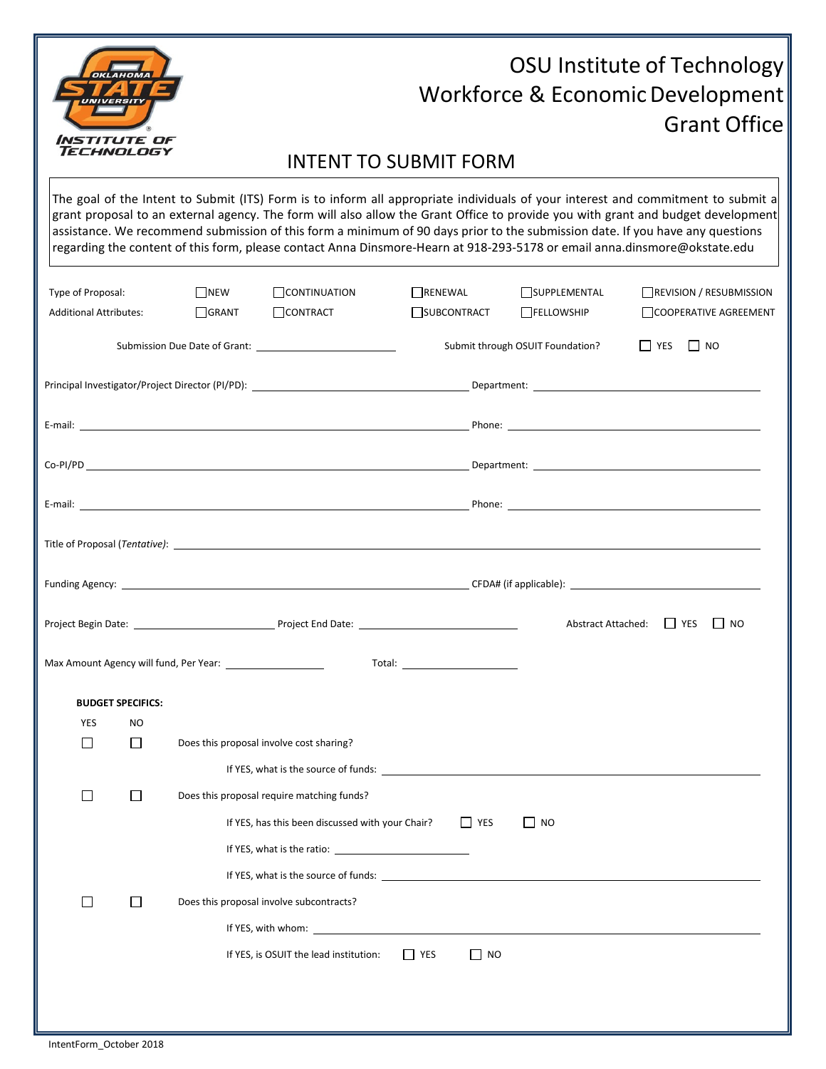# OSU Institute of Technology
# Workforce & Economic Development
# Grant Office

## INTENT TO SUBMIT FORM

The goal of the Intent to Submit (ITS) Form is to inform all appropriate individuals of your interest and commitment to submit a grant proposal to an external agency. The form will also allow the Grant Office to provide you with grant and budget development assistance. We recommend submission of this form a minimum of 90 days prior to the submission date. If you have any questions regarding the content of this form, please contact Anna Dinsmore-Hearn at 918-293-5178 or email anna.dinsmore@okstate.edu

Type of Proposal: ☐ NEW ☐ CONTINUATION ☐ RENEWAL ☐ SUPPLEMENTAL ☐ REVISION / RESUBMISSION

Additional Attributes: ☐ GRANT ☐ CONTRACT ☐ SUBCONTRACT ☐ FELLOWSHIP ☐ COOPERATIVE AGREEMENT

Submission Due Date of Grant: ____________________ Submit through OSUIT Foundation? ☐ YES ☐ NO

Principal Investigator/Project Director (PI/PD): ____________________ Department: ____________________

E-mail: ____________________ Phone: ____________________

Co-PI/PD ____________________ Department: ____________________

E-mail: ____________________ Phone: ____________________

Title of Proposal (*Tentative*): ____________________

Funding Agency: ____________________ CFDA# (if applicable): ____________________

Project Begin Date: ____________________ Project End Date: ____________________ Abstract Attached: ☐ YES ☐ NO

Max Amount Agency will fund, Per Year: ____________________ Total: ____________________

**BUDGET SPECIFICS:**

| YES | NO | |
|---|---|---|
| ☐ | ☐ | Does this proposal involve cost sharing? |

If YES, what is the source of funds: ____________________

| YES | NO | |
|---|---|---|
| ☐ | ☐ | Does this proposal require matching funds? |

If YES, has this been discussed with your Chair? ☐ YES ☐ NO

If YES, what is the ratio: ____________________

If YES, what is the source of funds: ____________________

| YES | NO | |
|---|---|---|
| ☐ | ☐ | Does this proposal involve subcontracts? |

If YES, with whom: ____________________

If YES, is OSUIT the lead institution: ☐ YES ☐ NO

IntentForm_October 2018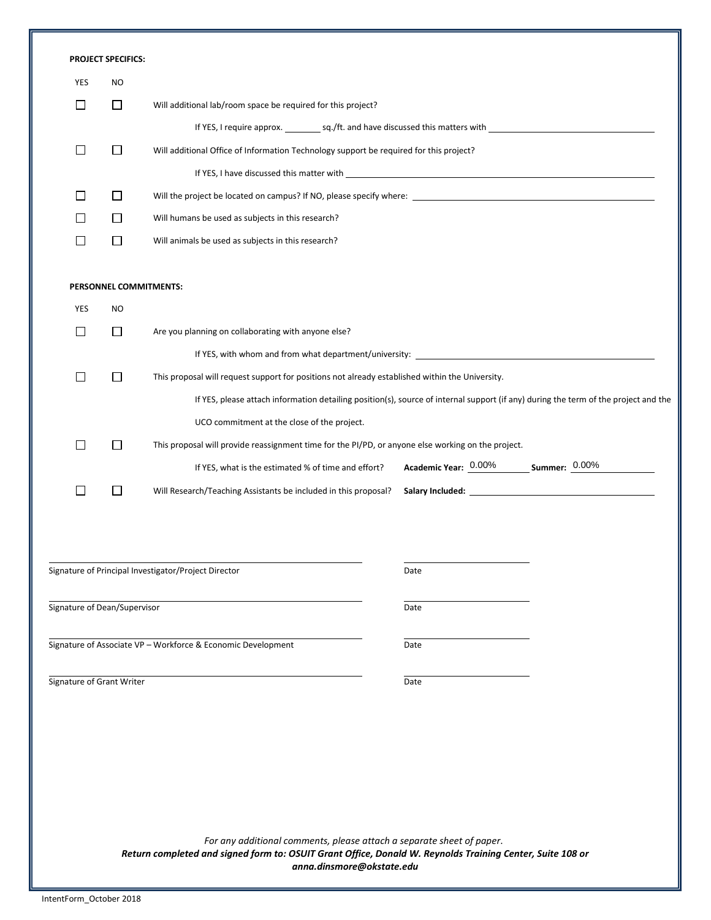**PROJECT SPECIFICS:**

| YES | NO | |
|---|---|---|
| ☐ | ☐ | Will additional lab/room space be required for this project? |
| | | If YES, I require approx. ________ sq./ft. and have discussed this matters with ________________________ |
| ☐ | ☐ | Will additional Office of Information Technology support be required for this project? |
| | | If YES, I have discussed this matter with ________________________ |
| ☐ | ☐ | Will the project be located on campus? If NO, please specify where: ________________________ |
| ☐ | ☐ | Will humans be used as subjects in this research? |
| ☐ | ☐ | Will animals be used as subjects in this research? |

**PERSONNEL COMMITMENTS:**

| YES | NO | |
|---|---|---|
| ☐ | ☐ | Are you planning on collaborating with anyone else? |
| | | If YES, with whom and from what department/university: ________________________ |
| ☐ | ☐ | This proposal will request support for positions not already established within the University. |
| | | If YES, please attach information detailing position(s), source of internal support (if any) during the term of the project and the UCO commitment at the close of the project. |
| ☐ | ☐ | This proposal will provide reassignment time for the PI/PD, or anyone else working on the project. |
| | | If YES, what is the estimated % of time and effort? **Academic Year:** 0.00% **Summer:** 0.00% |
| ☐ | ☐ | Will Research/Teaching Assistants be included in this proposal? **Salary Included:** ________________________ |

________________________ ________________
Signature of Principal Investigator/Project Director Date

________________________ ________________
Signature of Dean/Supervisor Date

________________________ ________________
Signature of Associate VP – Workforce & Economic Development Date

________________________ ________________
Signature of Grant Writer Date

*For any additional comments, please attach a separate sheet of paper.*

***Return completed and signed form to: OSUIT Grant Office, Donald W. Reynolds Training Center, Suite 108 or anna.dinsmore@okstate.edu***

IntentForm_October 2018